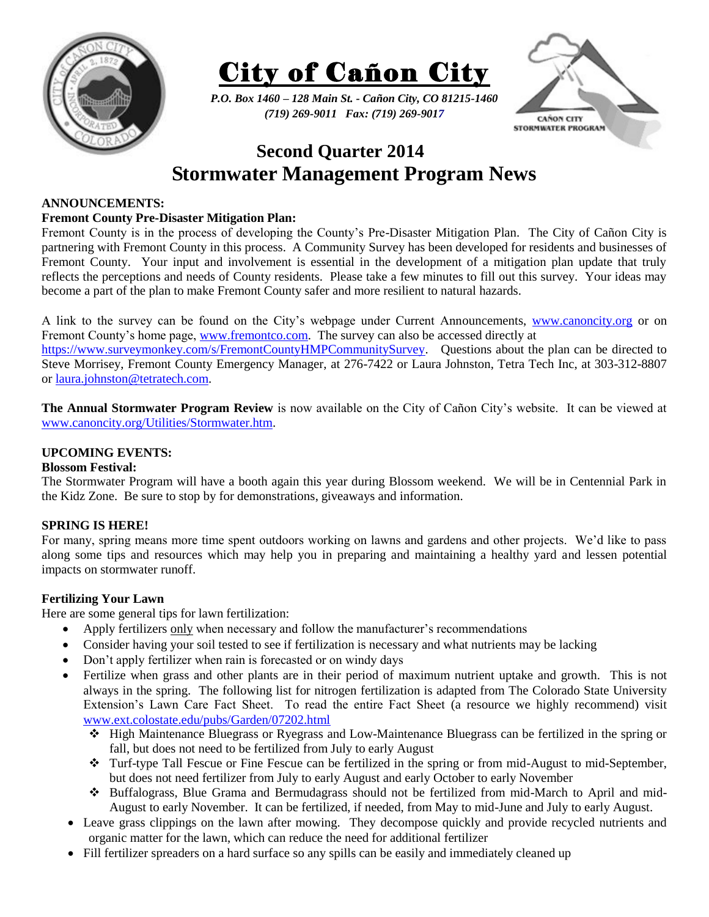# City of Cañon City

*P.O. Box 1460 – 128 Main St. - Cañon City, CO 81215-1460*
*(719) 269-9011 Fax: (719) 269-9017*

## Second Quarter 2014
## Stormwater Management Program News

**ANNOUNCEMENTS:**

**Fremont County Pre-Disaster Mitigation Plan:**
Fremont County is in the process of developing the County's Pre-Disaster Mitigation Plan. The City of Cañon City is partnering with Fremont County in this process. A Community Survey has been developed for residents and businesses of Fremont County. Your input and involvement is essential in the development of a mitigation plan update that truly reflects the perceptions and needs of County residents. Please take a few minutes to fill out this survey. Your ideas may become a part of the plan to make Fremont County safer and more resilient to natural hazards.

A link to the survey can be found on the City's webpage under Current Announcements, www.canoncity.org or on Fremont County's home page, www.fremontco.com. The survey can also be accessed directly at https://www.surveymonkey.com/s/FremontCountyHMPCommunitySurvey. Questions about the plan can be directed to Steve Morrisey, Fremont County Emergency Manager, at 276-7422 or Laura Johnston, Tetra Tech Inc, at 303-312-8807 or laura.johnston@tetratech.com.

**The Annual Stormwater Program Review** is now available on the City of Cañon City's website. It can be viewed at www.canoncity.org/Utilities/Stormwater.htm.

**UPCOMING EVENTS:**

**Blossom Festival:**
The Stormwater Program will have a booth again this year during Blossom weekend. We will be in Centennial Park in the Kidz Zone. Be sure to stop by for demonstrations, giveaways and information.

**SPRING IS HERE!**
For many, spring means more time spent outdoors working on lawns and gardens and other projects. We'd like to pass along some tips and resources which may help you in preparing and maintaining a healthy yard and lessen potential impacts on stormwater runoff.

**Fertilizing Your Lawn**
Here are some general tips for lawn fertilization:

- Apply fertilizers only when necessary and follow the manufacturer's recommendations
- Consider having your soil tested to see if fertilization is necessary and what nutrients may be lacking
- Don't apply fertilizer when rain is forecasted or on windy days
- Fertilize when grass and other plants are in their period of maximum nutrient uptake and growth. This is not always in the spring. The following list for nitrogen fertilization is adapted from The Colorado State University Extension's Lawn Care Fact Sheet. To read the entire Fact Sheet (a resource we highly recommend) visit www.ext.colostate.edu/pubs/Garden/07202.html
  - High Maintenance Bluegrass or Ryegrass and Low-Maintenance Bluegrass can be fertilized in the spring or fall, but does not need to be fertilized from July to early August
  - Turf-type Tall Fescue or Fine Fescue can be fertilized in the spring or from mid-August to mid-September, but does not need fertilizer from July to early August and early October to early November
  - Buffalograss, Blue Grama and Bermudagrass should not be fertilized from mid-March to April and mid-August to early November. It can be fertilized, if needed, from May to mid-June and July to early August.
- Leave grass clippings on the lawn after mowing. They decompose quickly and provide recycled nutrients and organic matter for the lawn, which can reduce the need for additional fertilizer
- Fill fertilizer spreaders on a hard surface so any spills can be easily and immediately cleaned up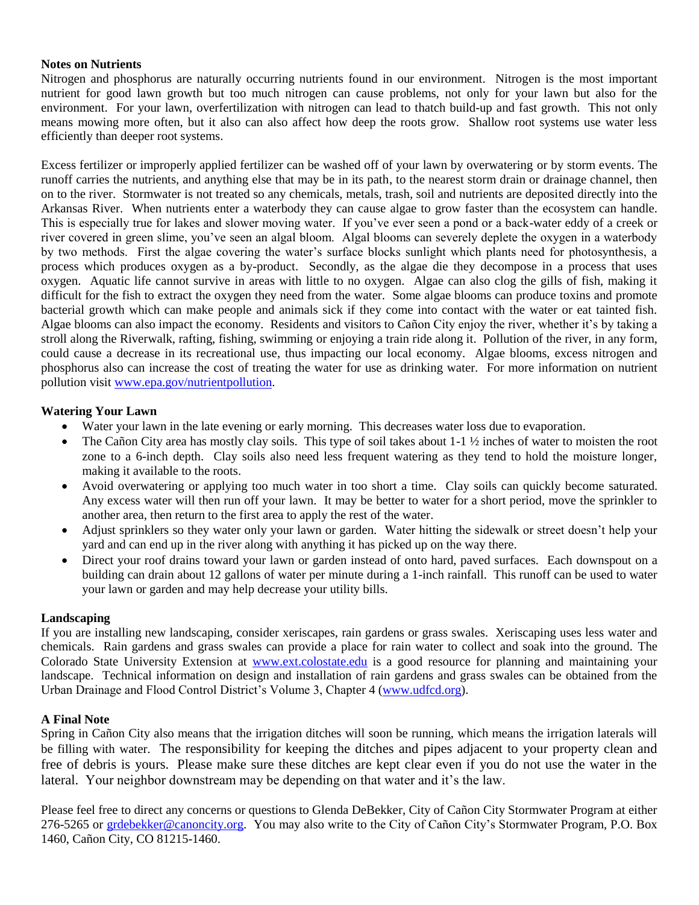**Notes on Nutrients**

Nitrogen and phosphorus are naturally occurring nutrients found in our environment. Nitrogen is the most important nutrient for good lawn growth but too much nitrogen can cause problems, not only for your lawn but also for the environment. For your lawn, overfertilization with nitrogen can lead to thatch build-up and fast growth. This not only means mowing more often, but it also can also affect how deep the roots grow. Shallow root systems use water less efficiently than deeper root systems.

Excess fertilizer or improperly applied fertilizer can be washed off of your lawn by overwatering or by storm events. The runoff carries the nutrients, and anything else that may be in its path, to the nearest storm drain or drainage channel, then on to the river. Stormwater is not treated so any chemicals, metals, trash, soil and nutrients are deposited directly into the Arkansas River. When nutrients enter a waterbody they can cause algae to grow faster than the ecosystem can handle. This is especially true for lakes and slower moving water. If you've ever seen a pond or a back-water eddy of a creek or river covered in green slime, you've seen an algal bloom. Algal blooms can severely deplete the oxygen in a waterbody by two methods. First the algae covering the water's surface blocks sunlight which plants need for photosynthesis, a process which produces oxygen as a by-product. Secondly, as the algae die they decompose in a process that uses oxygen. Aquatic life cannot survive in areas with little to no oxygen. Algae can also clog the gills of fish, making it difficult for the fish to extract the oxygen they need from the water. Some algae blooms can produce toxins and promote bacterial growth which can make people and animals sick if they come into contact with the water or eat tainted fish. Algae blooms can also impact the economy. Residents and visitors to Cañon City enjoy the river, whether it's by taking a stroll along the Riverwalk, rafting, fishing, swimming or enjoying a train ride along it. Pollution of the river, in any form, could cause a decrease in its recreational use, thus impacting our local economy. Algae blooms, excess nitrogen and phosphorus also can increase the cost of treating the water for use as drinking water. For more information on nutrient pollution visit www.epa.gov/nutrientpollution.

**Watering Your Lawn**

- Water your lawn in the late evening or early morning. This decreases water loss due to evaporation.
- The Cañon City area has mostly clay soils. This type of soil takes about 1-1 ½ inches of water to moisten the root zone to a 6-inch depth. Clay soils also need less frequent watering as they tend to hold the moisture longer, making it available to the roots.
- Avoid overwatering or applying too much water in too short a time. Clay soils can quickly become saturated. Any excess water will then run off your lawn. It may be better to water for a short period, move the sprinkler to another area, then return to the first area to apply the rest of the water.
- Adjust sprinklers so they water only your lawn or garden. Water hitting the sidewalk or street doesn't help your yard and can end up in the river along with anything it has picked up on the way there.
- Direct your roof drains toward your lawn or garden instead of onto hard, paved surfaces. Each downspout on a building can drain about 12 gallons of water per minute during a 1-inch rainfall. This runoff can be used to water your lawn or garden and may help decrease your utility bills.

**Landscaping**

If you are installing new landscaping, consider xeriscapes, rain gardens or grass swales. Xeriscaping uses less water and chemicals. Rain gardens and grass swales can provide a place for rain water to collect and soak into the ground. The Colorado State University Extension at www.ext.colostate.edu is a good resource for planning and maintaining your landscape. Technical information on design and installation of rain gardens and grass swales can be obtained from the Urban Drainage and Flood Control District's Volume 3, Chapter 4 (www.udfcd.org).

**A Final Note**

Spring in Cañon City also means that the irrigation ditches will soon be running, which means the irrigation laterals will be filling with water. The responsibility for keeping the ditches and pipes adjacent to your property clean and free of debris is yours. Please make sure these ditches are kept clear even if you do not use the water in the lateral. Your neighbor downstream may be depending on that water and it's the law.

Please feel free to direct any concerns or questions to Glenda DeBekker, City of Cañon City Stormwater Program at either 276-5265 or grdebekker@canoncity.org. You may also write to the City of Cañon City's Stormwater Program, P.O. Box 1460, Cañon City, CO 81215-1460.